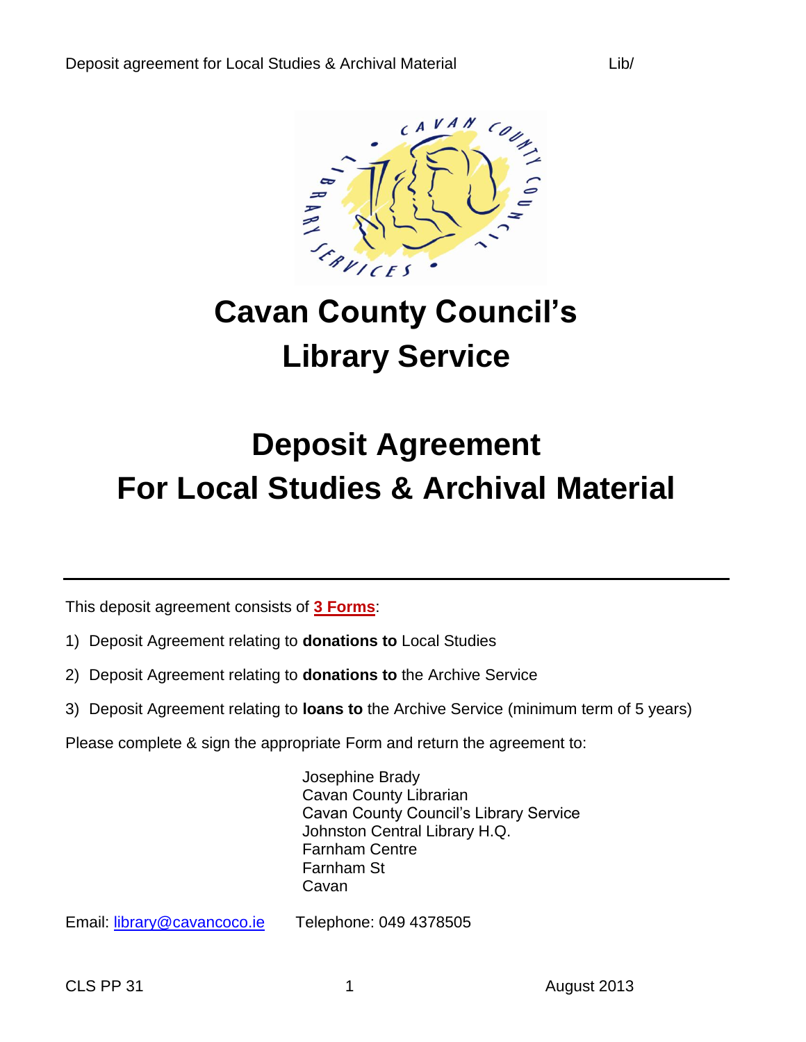# Cavan County Council's Library Service

# Deposit Agreement For Local Studies & Archival Material

---

This deposit agreement consists of **3 Forms**:

1) Deposit Agreement relating to **donations to** Local Studies
2) Deposit Agreement relating to **donations to** the Archive Service
3) Deposit Agreement relating to **loans to** the Archive Service (minimum term of 5 years)

Please complete & sign the appropriate Form and return the agreement to:

Josephine Brady
Cavan County Librarian
Cavan County Council's Library Service
Johnston Central Library H.Q.
Farnham Centre
Farnham St
Cavan

Email: library@cavancoco.ie Telephone: 049 4378505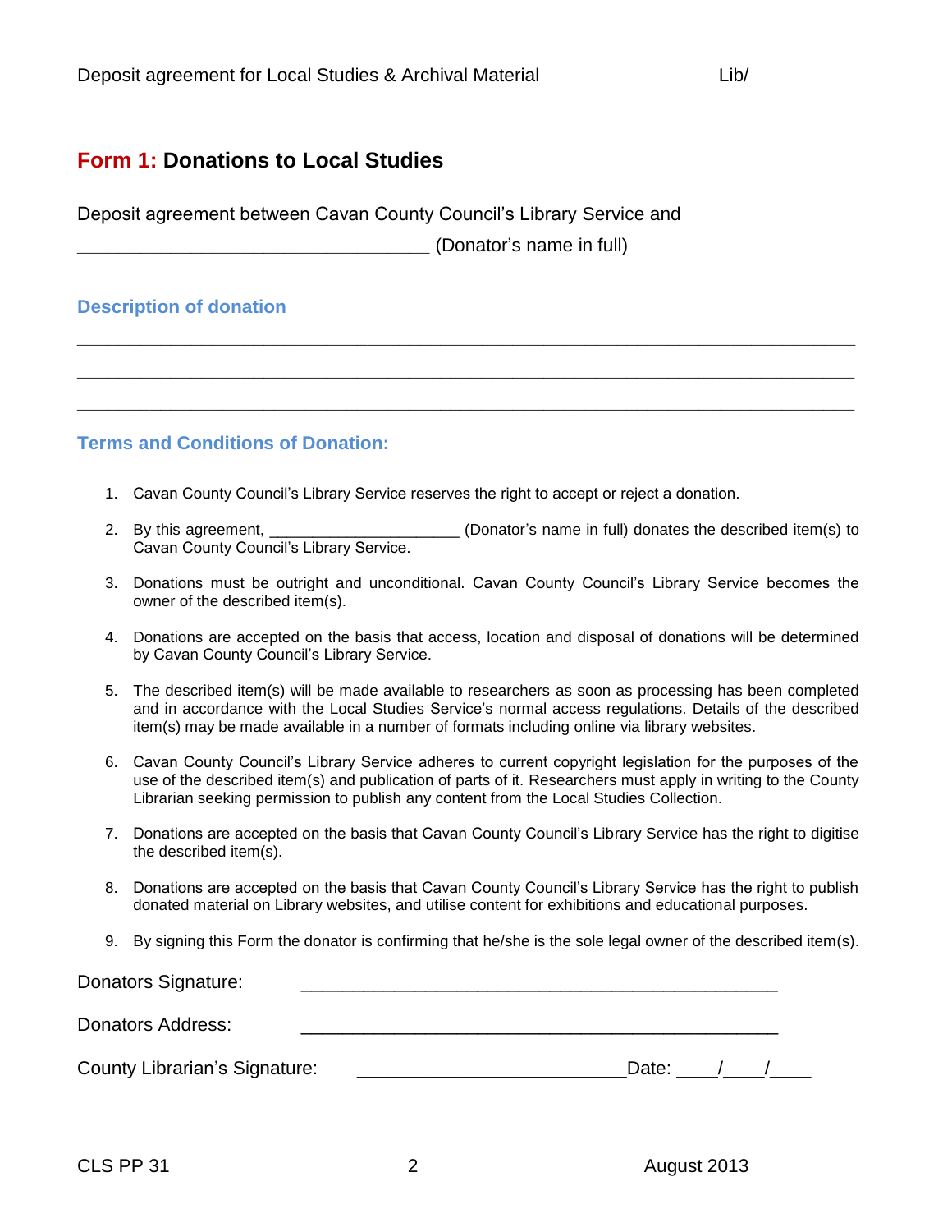Deposit agreement for Local Studies & Archival Material Lib/

## **Form 1:** Donations to Local Studies

Deposit agreement between Cavan County Council's Library Service and

___________________________________ (Donator's name in full)

### Description of donation

______________________________________________________________________________

______________________________________________________________________________

______________________________________________________________________________

### Terms and Conditions of Donation:

1. Cavan County Council's Library Service reserves the right to accept or reject a donation.
2. By this agreement, ______________________ (Donator's name in full) donates the described item(s) to Cavan County Council's Library Service.
3. Donations must be outright and unconditional. Cavan County Council's Library Service becomes the owner of the described item(s).
4. Donations are accepted on the basis that access, location and disposal of donations will be determined by Cavan County Council's Library Service.
5. The described item(s) will be made available to researchers as soon as processing has been completed and in accordance with the Local Studies Service's normal access regulations. Details of the described item(s) may be made available in a number of formats including online via library websites.
6. Cavan County Council's Library Service adheres to current copyright legislation for the purposes of the use of the described item(s) and publication of parts of it. Researchers must apply in writing to the County Librarian seeking permission to publish any content from the Local Studies Collection.
7. Donations are accepted on the basis that Cavan County Council's Library Service has the right to digitise the described item(s).
8. Donations are accepted on the basis that Cavan County Council's Library Service has the right to publish donated material on Library websites, and utilise content for exhibitions and educational purposes.
9. By signing this Form the donator is confirming that he/she is the sole legal owner of the described item(s).

Donators Signature: ________________________________________________

Donators Address: ________________________________________________

County Librarian's Signature: __________________________Date: ____/____/____

CLS PP 31 August 2013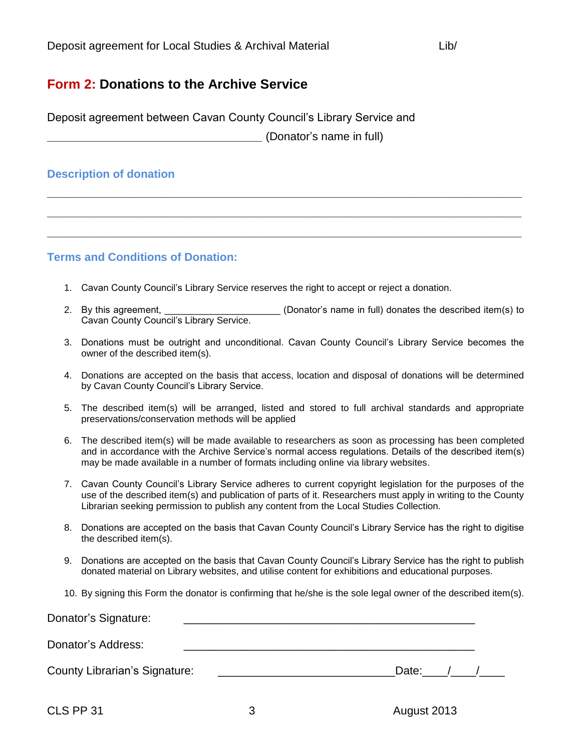Deposit agreement for Local Studies & Archival Material Lib/

## **Form 2:** Donations to the Archive Service

Deposit agreement between Cavan County Council's Library Service and

___________________________________ (Donator's name in full)

### Description of donation

_____________________________________________________________________________

_____________________________________________________________________________

_____________________________________________________________________________

### Terms and Conditions of Donation:

1. Cavan County Council's Library Service reserves the right to accept or reject a donation.
2. By this agreement, ______________________ (Donator's name in full) donates the described item(s) to Cavan County Council's Library Service.
3. Donations must be outright and unconditional. Cavan County Council's Library Service becomes the owner of the described item(s).
4. Donations are accepted on the basis that access, location and disposal of donations will be determined by Cavan County Council's Library Service.
5. The described item(s) will be arranged, listed and stored to full archival standards and appropriate preservations/conservation methods will be applied
6. The described item(s) will be made available to researchers as soon as processing has been completed and in accordance with the Archive Service's normal access regulations. Details of the described item(s) may be made available in a number of formats including online via library websites.
7. Cavan County Council's Library Service adheres to current copyright legislation for the purposes of the use of the described item(s) and publication of parts of it. Researchers must apply in writing to the County Librarian seeking permission to publish any content from the Local Studies Collection.
8. Donations are accepted on the basis that Cavan County Council's Library Service has the right to digitise the described item(s).
9. Donations are accepted on the basis that Cavan County Council's Library Service has the right to publish donated material on Library websites, and utilise content for exhibitions and educational purposes.
10. By signing this Form the donator is confirming that he/she is the sole legal owner of the described item(s).

Donator's Signature: _______________________________________________

Donator's Address: _______________________________________________

County Librarian's Signature: ____________________________Date:____/____/____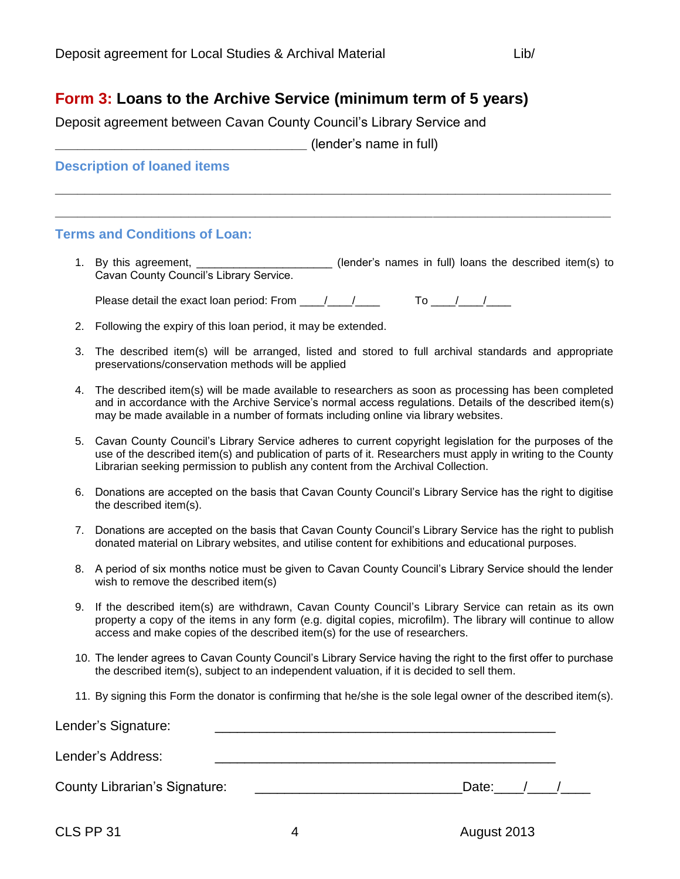## Form 3: Loans to the Archive Service (minimum term of 5 years)

Deposit agreement between Cavan County Council's Library Service and

___________________________________ (lender's name in full)

### Description of loaned items

______________________________________________________________________________

______________________________________________________________________________

### Terms and Conditions of Loan:

1. By this agreement, _____________________ (lender's names in full) loans the described item(s) to Cavan County Council's Library Service.

   Please detail the exact loan period: From ____/____/____ To ____/____/____

2. Following the expiry of this loan period, it may be extended.

3. The described item(s) will be arranged, listed and stored to full archival standards and appropriate preservations/conservation methods will be applied

4. The described item(s) will be made available to researchers as soon as processing has been completed and in accordance with the Archive Service's normal access regulations. Details of the described item(s) may be made available in a number of formats including online via library websites.

5. Cavan County Council's Library Service adheres to current copyright legislation for the purposes of the use of the described item(s) and publication of parts of it. Researchers must apply in writing to the County Librarian seeking permission to publish any content from the Archival Collection.

6. Donations are accepted on the basis that Cavan County Council's Library Service has the right to digitise the described item(s).

7. Donations are accepted on the basis that Cavan County Council's Library Service has the right to publish donated material on Library websites, and utilise content for exhibitions and educational purposes.

8. A period of six months notice must be given to Cavan County Council's Library Service should the lender wish to remove the described item(s)

9. If the described item(s) are withdrawn, Cavan County Council's Library Service can retain as its own property a copy of the items in any form (e.g. digital copies, microfilm). The library will continue to allow access and make copies of the described item(s) for the use of researchers.

10. The lender agrees to Cavan County Council's Library Service having the right to the first offer to purchase the described item(s), subject to an independent valuation, if it is decided to sell them.

11. By signing this Form the donator is confirming that he/she is the sole legal owner of the described item(s).

Lender's Signature: ________________________________________________

Lender's Address: ________________________________________________

County Librarian's Signature: ___________________________ Date:____/____/____